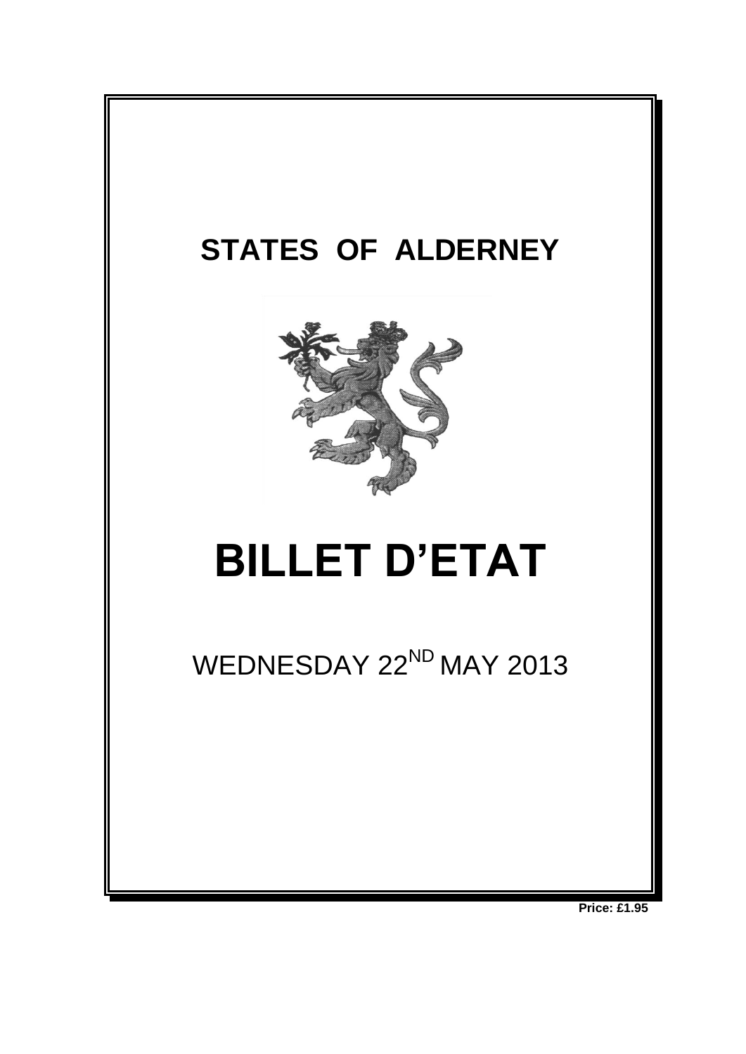# STATES OF ALDERNEY

# BILLET D'ETAT

WEDNESDAY 22ND MAY 2013

**Price: £1.95**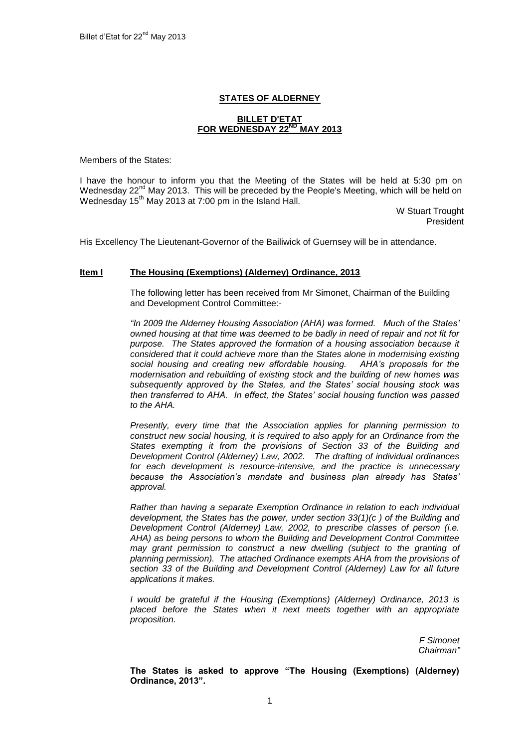# STATES OF ALDERNEY

## BILLET D'ETAT FOR WEDNESDAY 22ND MAY 2013

Members of the States:

I have the honour to inform you that the Meeting of the States will be held at 5:30 pm on Wednesday 22nd May 2013. This will be preceded by the People's Meeting, which will be held on Wednesday 15th May 2013 at 7:00 pm in the Island Hall.

W Stuart Trought
President

His Excellency The Lieutenant-Governor of the Bailiwick of Guernsey will be in attendance.

### Item l — The Housing (Exemptions) (Alderney) Ordinance, 2013

The following letter has been received from Mr Simonet, Chairman of the Building and Development Control Committee:-

*"In 2009 the Alderney Housing Association (AHA) was formed. Much of the States' owned housing at that time was deemed to be badly in need of repair and not fit for purpose. The States approved the formation of a housing association because it considered that it could achieve more than the States alone in modernising existing social housing and creating new affordable housing. AHA's proposals for the modernisation and rebuilding of existing stock and the building of new homes was subsequently approved by the States, and the States' social housing stock was then transferred to AHA. In effect, the States' social housing function was passed to the AHA.*

*Presently, every time that the Association applies for planning permission to construct new social housing, it is required to also apply for an Ordinance from the States exempting it from the provisions of Section 33 of the Building and Development Control (Alderney) Law, 2002. The drafting of individual ordinances for each development is resource-intensive, and the practice is unnecessary because the Association's mandate and business plan already has States' approval.*

*Rather than having a separate Exemption Ordinance in relation to each individual development, the States has the power, under section 33(1)(c ) of the Building and Development Control (Alderney) Law, 2002, to prescribe classes of person (i.e. AHA) as being persons to whom the Building and Development Control Committee may grant permission to construct a new dwelling (subject to the granting of planning permission). The attached Ordinance exempts AHA from the provisions of section 33 of the Building and Development Control (Alderney) Law for all future applications it makes.*

*I would be grateful if the Housing (Exemptions) (Alderney) Ordinance, 2013 is placed before the States when it next meets together with an appropriate proposition.*

*F Simonet*
*Chairman"*

**The States is asked to approve "The Housing (Exemptions) (Alderney) Ordinance, 2013".**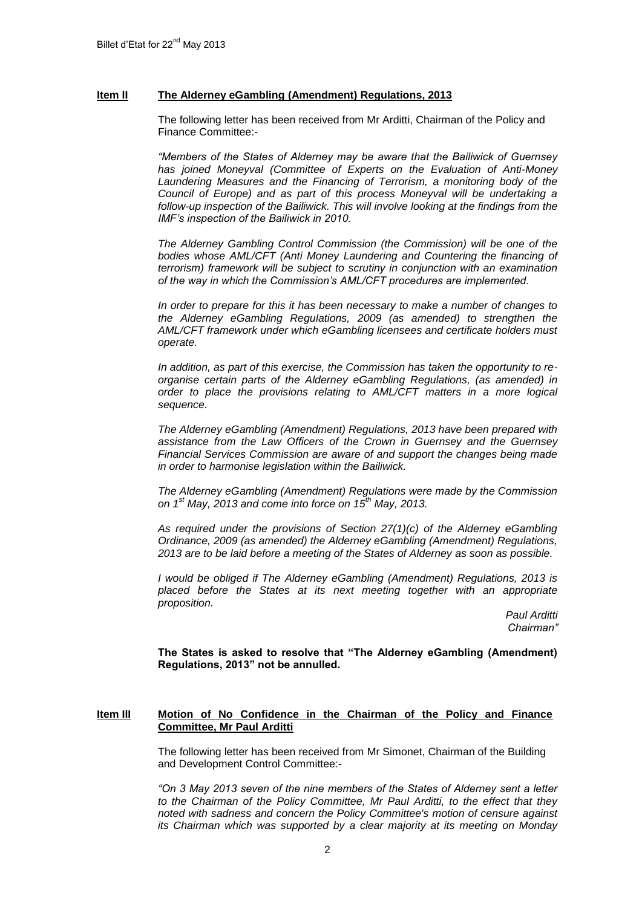### Item II The Alderney eGambling (Amendment) Regulations, 2013

The following letter has been received from Mr Arditti, Chairman of the Policy and Finance Committee:-

*"Members of the States of Alderney may be aware that the Bailiwick of Guernsey has joined Moneyval (Committee of Experts on the Evaluation of Anti-Money Laundering Measures and the Financing of Terrorism, a monitoring body of the Council of Europe) and as part of this process Moneyval will be undertaking a follow-up inspection of the Bailiwick. This will involve looking at the findings from the IMF's inspection of the Bailiwick in 2010.*

*The Alderney Gambling Control Commission (the Commission) will be one of the bodies whose AML/CFT (Anti Money Laundering and Countering the financing of terrorism) framework will be subject to scrutiny in conjunction with an examination of the way in which the Commission's AML/CFT procedures are implemented.*

*In order to prepare for this it has been necessary to make a number of changes to the Alderney eGambling Regulations, 2009 (as amended) to strengthen the AML/CFT framework under which eGambling licensees and certificate holders must operate.*

*In addition, as part of this exercise, the Commission has taken the opportunity to re-organise certain parts of the Alderney eGambling Regulations, (as amended) in order to place the provisions relating to AML/CFT matters in a more logical sequence.*

*The Alderney eGambling (Amendment) Regulations, 2013 have been prepared with assistance from the Law Officers of the Crown in Guernsey and the Guernsey Financial Services Commission are aware of and support the changes being made in order to harmonise legislation within the Bailiwick.*

*The Alderney eGambling (Amendment) Regulations were made by the Commission on 1st May, 2013 and come into force on 15th May, 2013.*

*As required under the provisions of Section 27(1)(c) of the Alderney eGambling Ordinance, 2009 (as amended) the Alderney eGambling (Amendment) Regulations, 2013 are to be laid before a meeting of the States of Alderney as soon as possible.*

*I would be obliged if The Alderney eGambling (Amendment) Regulations, 2013 is placed before the States at its next meeting together with an appropriate proposition.*

*Paul Arditti*
*Chairman"*

**The States is asked to resolve that "The Alderney eGambling (Amendment) Regulations, 2013" not be annulled.**

### Item III Motion of No Confidence in the Chairman of the Policy and Finance Committee, Mr Paul Arditti

The following letter has been received from Mr Simonet, Chairman of the Building and Development Control Committee:-

*"On 3 May 2013 seven of the nine members of the States of Alderney sent a letter to the Chairman of the Policy Committee, Mr Paul Arditti, to the effect that they noted with sadness and concern the Policy Committee's motion of censure against its Chairman which was supported by a clear majority at its meeting on Monday*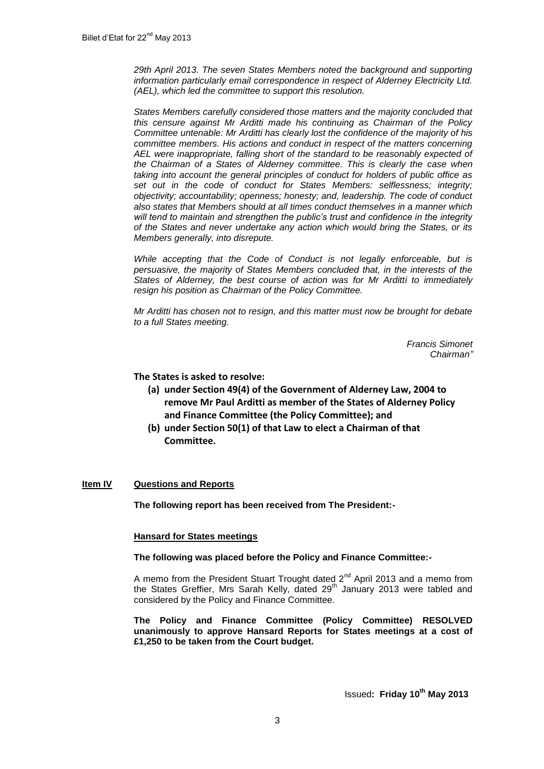*29th April 2013. The seven States Members noted the background and supporting information particularly email correspondence in respect of Alderney Electricity Ltd. (AEL), which led the committee to support this resolution.*

*States Members carefully considered those matters and the majority concluded that this censure against Mr Arditti made his continuing as Chairman of the Policy Committee untenable: Mr Arditti has clearly lost the confidence of the majority of his committee members. His actions and conduct in respect of the matters concerning AEL were inappropriate, falling short of the standard to be reasonably expected of the Chairman of a States of Alderney committee. This is clearly the case when taking into account the general principles of conduct for holders of public office as set out in the code of conduct for States Members: selflessness; integrity; objectivity; accountability; openness; honesty; and, leadership. The code of conduct also states that Members should at all times conduct themselves in a manner which will tend to maintain and strengthen the public's trust and confidence in the integrity of the States and never undertake any action which would bring the States, or its Members generally, into disrepute.*

*While accepting that the Code of Conduct is not legally enforceable, but is persuasive, the majority of States Members concluded that, in the interests of the States of Alderney, the best course of action was for Mr Arditti to immediately resign his position as Chairman of the Policy Committee.*

*Mr Arditti has chosen not to resign, and this matter must now be brought for debate to a full States meeting.*

*Francis Simonet*
*Chairman"*

**The States is asked to resolve:**

**(a) under Section 49(4) of the Government of Alderney Law, 2004 to remove Mr Paul Arditti as member of the States of Alderney Policy and Finance Committee (the Policy Committee); and**

**(b) under Section 50(1) of that Law to elect a Chairman of that Committee.**

## Item IV Questions and Reports

**The following report has been received from The President:-**

### Hansard for States meetings

**The following was placed before the Policy and Finance Committee:-**

A memo from the President Stuart Trought dated 2nd April 2013 and a memo from the States Greffier, Mrs Sarah Kelly, dated 29th January 2013 were tabled and considered by the Policy and Finance Committee.

**The Policy and Finance Committee (Policy Committee) RESOLVED unanimously to approve Hansard Reports for States meetings at a cost of £1,250 to be taken from the Court budget.**

Issued**: Friday 10th May 2013**